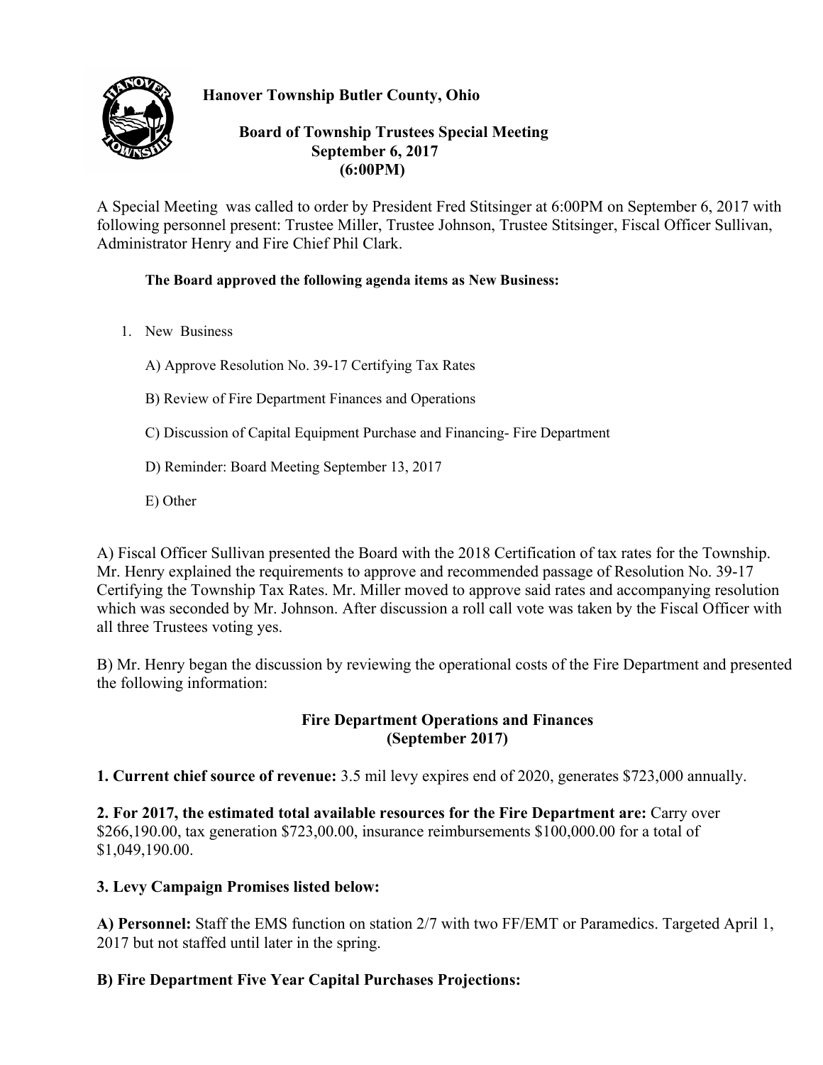**Hanover Township Butler County, Ohio**

**Board of Township Trustees Special Meeting**
**September 6, 2017**
**(6:00PM)**

A Special Meeting was called to order by President Fred Stitsinger at 6:00PM on September 6, 2017 with following personnel present: Trustee Miller, Trustee Johnson, Trustee Stitsinger, Fiscal Officer Sullivan, Administrator Henry and Fire Chief Phil Clark.

**The Board approved the following agenda items as New Business:**

1. New Business

   A) Approve Resolution No. 39-17 Certifying Tax Rates

   B) Review of Fire Department Finances and Operations

   C) Discussion of Capital Equipment Purchase and Financing- Fire Department

   D) Reminder: Board Meeting September 13, 2017

   E) Other

A) Fiscal Officer Sullivan presented the Board with the 2018 Certification of tax rates for the Township. Mr. Henry explained the requirements to approve and recommended passage of Resolution No. 39-17 Certifying the Township Tax Rates. Mr. Miller moved to approve said rates and accompanying resolution which was seconded by Mr. Johnson. After discussion a roll call vote was taken by the Fiscal Officer with all three Trustees voting yes.

B) Mr. Henry began the discussion by reviewing the operational costs of the Fire Department and presented the following information:

**Fire Department Operations and Finances**
**(September 2017)**

**1. Current chief source of revenue:** 3.5 mil levy expires end of 2020, generates $723,000 annually.

**2. For 2017, the estimated total available resources for the Fire Department are:** Carry over $266,190.00, tax generation $723,00.00, insurance reimbursements $100,000.00 for a total of $1,049,190.00.

**3. Levy Campaign Promises listed below:**

**A) Personnel:** Staff the EMS function on station 2/7 with two FF/EMT or Paramedics. Targeted April 1, 2017 but not staffed until later in the spring.

**B) Fire Department Five Year Capital Purchases Projections:**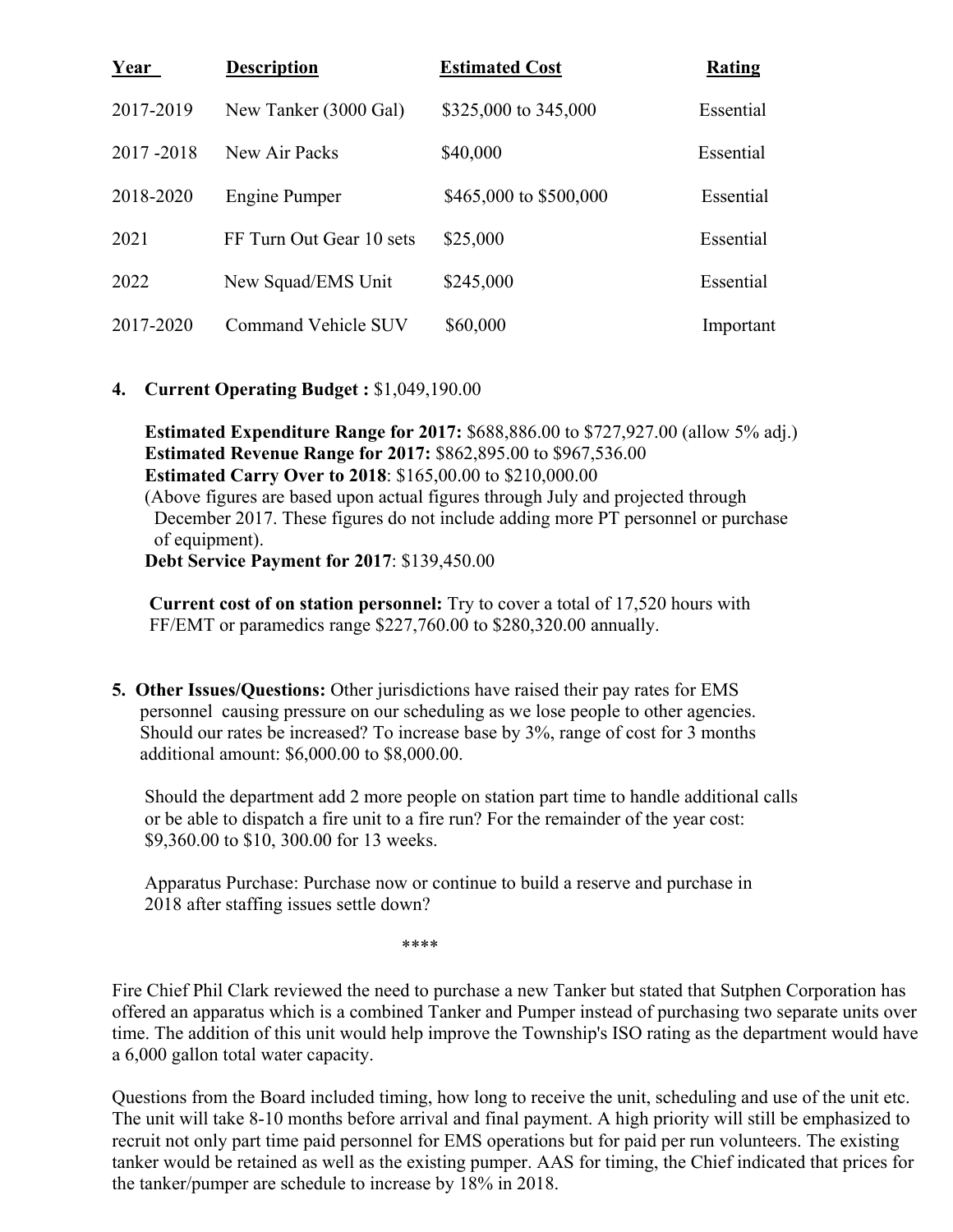| Year | Description | Estimated Cost | Rating |
|---|---|---|---|
| 2017-2019 | New Tanker (3000 Gal) | $325,000 to 345,000 | Essential |
| 2017 -2018 | New Air Packs | $40,000 | Essential |
| 2018-2020 | Engine Pumper | $465,000 to $500,000 | Essential |
| 2021 | FF Turn Out Gear 10 sets | $25,000 | Essential |
| 2022 | New Squad/EMS Unit | $245,000 | Essential |
| 2017-2020 | Command Vehicle SUV | $60,000 | Important |

4. **Current Operating Budget :** $1,049,190.00

   **Estimated Expenditure Range for 2017:** $688,886.00 to $727,927.00 (allow 5% adj.)
   **Estimated Revenue Range for 2017:** $862,895.00 to $967,536.00
   **Estimated Carry Over to 2018**: $165,00.00 to $210,000.00
   (Above figures are based upon actual figures through July and projected through December 2017. These figures do not include adding more PT personnel or purchase of equipment).
   **Debt Service Payment for 2017**: $139,450.00

   **Current cost of on station personnel:** Try to cover a total of 17,520 hours with FF/EMT or paramedics range $227,760.00 to $280,320.00 annually.

5. **Other Issues/Questions:** Other jurisdictions have raised their pay rates for EMS personnel causing pressure on our scheduling as we lose people to other agencies. Should our rates be increased? To increase base by 3%, range of cost for 3 months additional amount: $6,000.00 to $8,000.00.

   Should the department add 2 more people on station part time to handle additional calls or be able to dispatch a fire unit to a fire run? For the remainder of the year cost: $9,360.00 to $10, 300.00 for 13 weeks.

   Apparatus Purchase: Purchase now or continue to build a reserve and purchase in 2018 after staffing issues settle down?

****

Fire Chief Phil Clark reviewed the need to purchase a new Tanker but stated that Sutphen Corporation has offered an apparatus which is a combined Tanker and Pumper instead of purchasing two separate units over time. The addition of this unit would help improve the Township's ISO rating as the department would have a 6,000 gallon total water capacity.

Questions from the Board included timing, how long to receive the unit, scheduling and use of the unit etc. The unit will take 8-10 months before arrival and final payment. A high priority will still be emphasized to recruit not only part time paid personnel for EMS operations but for paid per run volunteers. The existing tanker would be retained as well as the existing pumper. AAS for timing, the Chief indicated that prices for the tanker/pumper are schedule to increase by 18% in 2018.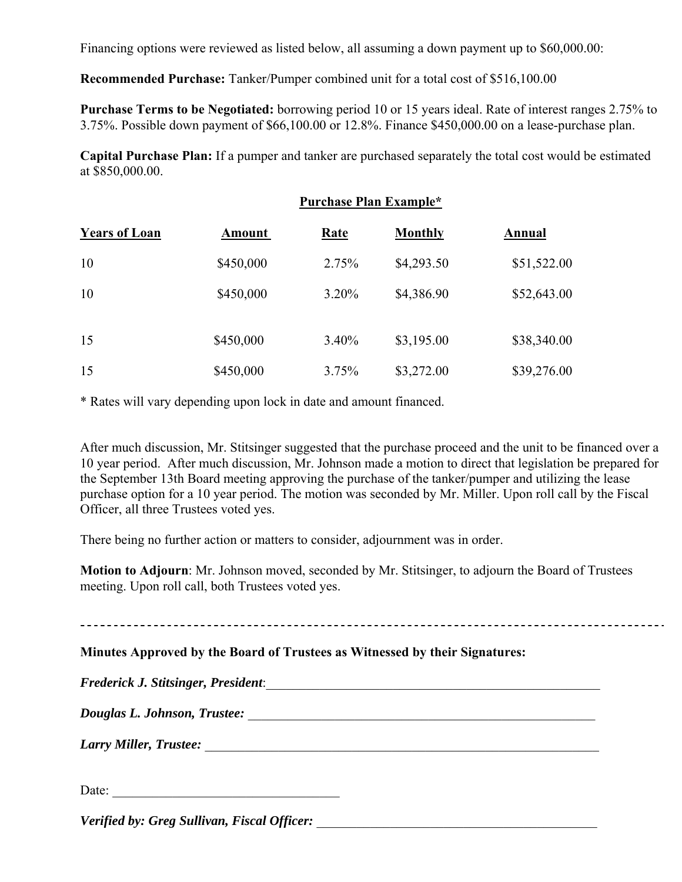Financing options were reviewed as listed below, all assuming a down payment up to $60,000.00:

**Recommended Purchase:** Tanker/Pumper combined unit for a total cost of $516,100.00

**Purchase Terms to be Negotiated:** borrowing period 10 or 15 years ideal. Rate of interest ranges 2.75% to 3.75%. Possible down payment of $66,100.00 or 12.8%. Finance $450,000.00 on a lease-purchase plan.

**Capital Purchase Plan:** If a pumper and tanker are purchased separately the total cost would be estimated at $850,000.00.

**Purchase Plan Example***

| Years of Loan | Amount | Rate | Monthly | Annual |
| --- | --- | --- | --- | --- |
| 10 | $450,000 | 2.75% | $4,293.50 | $51,522.00 |
| 10 | $450,000 | 3.20% | $4,386.90 | $52,643.00 |
| 15 | $450,000 | 3.40% | $3,195.00 | $38,340.00 |
| 15 | $450,000 | 3.75% | $3,272.00 | $39,276.00 |

* Rates will vary depending upon lock in date and amount financed.

After much discussion, Mr. Stitsinger suggested that the purchase proceed and the unit to be financed over a 10 year period. After much discussion, Mr. Johnson made a motion to direct that legislation be prepared for the September 13th Board meeting approving the purchase of the tanker/pumper and utilizing the lease purchase option for a 10 year period. The motion was seconded by Mr. Miller. Upon roll call by the Fiscal Officer, all three Trustees voted yes.

There being no further action or matters to consider, adjournment was in order.

**Motion to Adjourn**: Mr. Johnson moved, seconded by Mr. Stitsinger, to adjourn the Board of Trustees meeting. Upon roll call, both Trustees voted yes.

---

**Minutes Approved by the Board of Trustees as Witnessed by their Signatures:**

***Frederick J. Stitsinger, President***:\_\_\_\_\_\_\_\_\_\_\_\_\_\_\_\_\_\_\_\_\_\_\_\_\_\_\_\_\_\_\_\_\_\_\_\_\_\_\_\_

***Douglas L. Johnson, Trustee:*** \_\_\_\_\_\_\_\_\_\_\_\_\_\_\_\_\_\_\_\_\_\_\_\_\_\_\_\_\_\_\_\_\_\_\_\_\_\_\_\_

***Larry Miller, Trustee:*** \_\_\_\_\_\_\_\_\_\_\_\_\_\_\_\_\_\_\_\_\_\_\_\_\_\_\_\_\_\_\_\_\_\_\_\_\_\_\_\_

Date: \_\_\_\_\_\_\_\_\_\_\_\_\_\_\_\_\_\_\_\_\_\_\_\_\_\_\_\_

***Verified by: Greg Sullivan, Fiscal Officer:*** \_\_\_\_\_\_\_\_\_\_\_\_\_\_\_\_\_\_\_\_\_\_\_\_\_\_\_\_\_\_\_\_\_\_\_\_